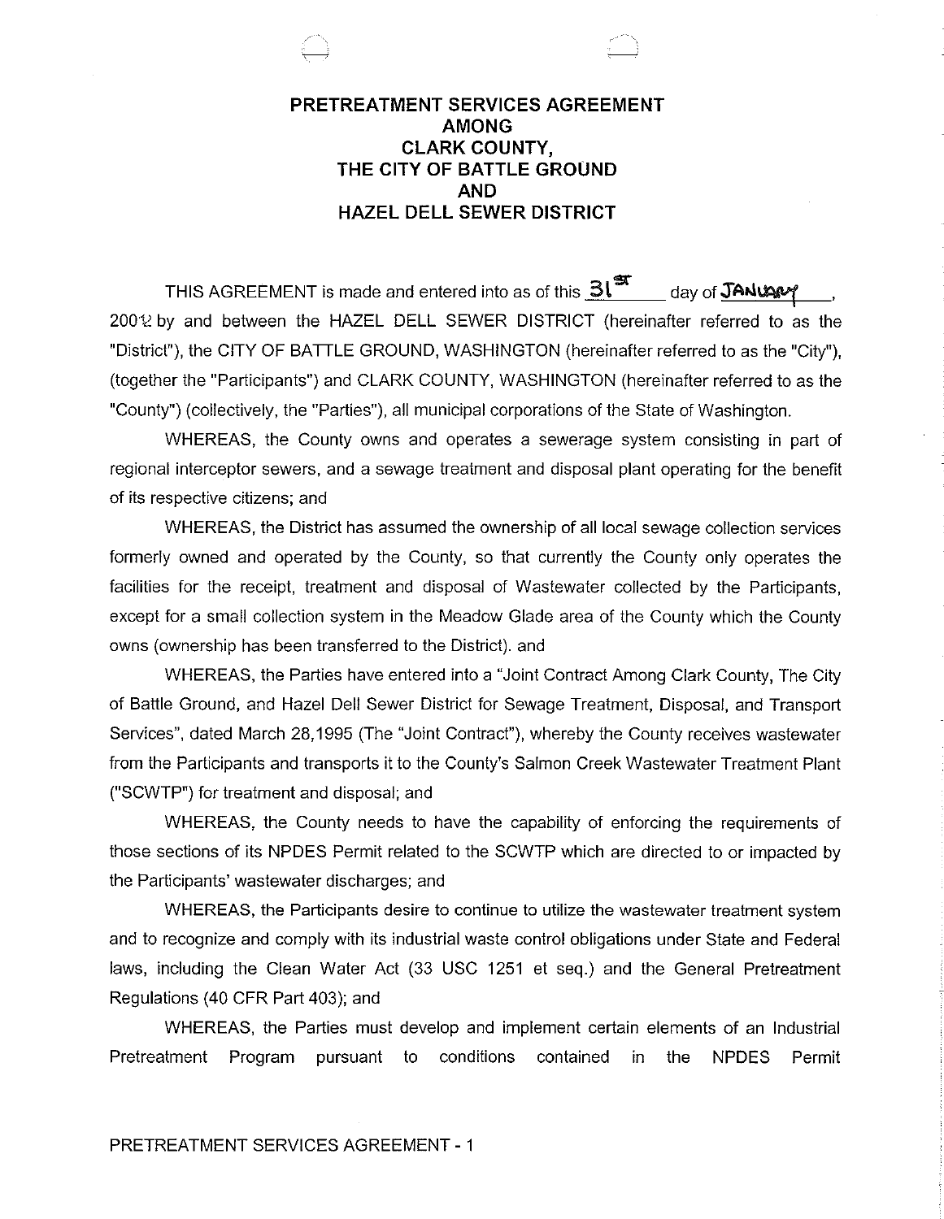# PRETREATMENT SERVICES AGREEMENT AMONG CLARK COUNTY, THE CITY OF BATTLE GROUND AND HAZEL DELL SEWER DISTRICT

THIS AGREEMENT is made and entered into as of this 31st day of JANUARY, 2002 by and between the HAZEL DELL SEWER DISTRICT (hereinafter referred to as the "District"), the CITY OF BATTLE GROUND, WASHINGTON (hereinafter referred to as the "City"), (together the "Participants") and CLARK COUNTY, WASHINGTON (hereinafter referred to as the "County") (collectively, the "Parties"), all municipal corporations of the State of Washington.

WHEREAS, the County owns and operates a sewerage system consisting in part of regional interceptor sewers, and a sewage treatment and disposal plant operating for the benefit of its respective citizens; and

WHEREAS, the District has assumed the ownership of all local sewage collection services formerly owned and operated by the County, so that currently the County only operates the facilities for the receipt, treatment and disposal of Wastewater collected by the Participants, except for a small collection system in the Meadow Glade area of the County which the County owns (ownership has been transferred to the District). and

WHEREAS, the Parties have entered into a "Joint Contract Among Clark County, The City of Battle Ground, and Hazel Dell Sewer District for Sewage Treatment, Disposal, and Transport Services", dated March 28,1995 (The "Joint Contract"), whereby the County receives wastewater from the Participants and transports it to the County's Salmon Creek Wastewater Treatment Plant ("SCWTP") for treatment and disposal; and

WHEREAS, the County needs to have the capability of enforcing the requirements of those sections of its NPDES Permit related to the SCWTP which are directed to or impacted by the Participants' wastewater discharges; and

WHEREAS, the Participants desire to continue to utilize the wastewater treatment system and to recognize and comply with its industrial waste control obligations under State and Federal laws, including the Clean Water Act (33 USC 1251 et seq.) and the General Pretreatment Regulations (40 CFR Part 403); and

WHEREAS, the Parties must develop and implement certain elements of an Industrial Pretreatment Program pursuant to conditions contained in the NPDES Permit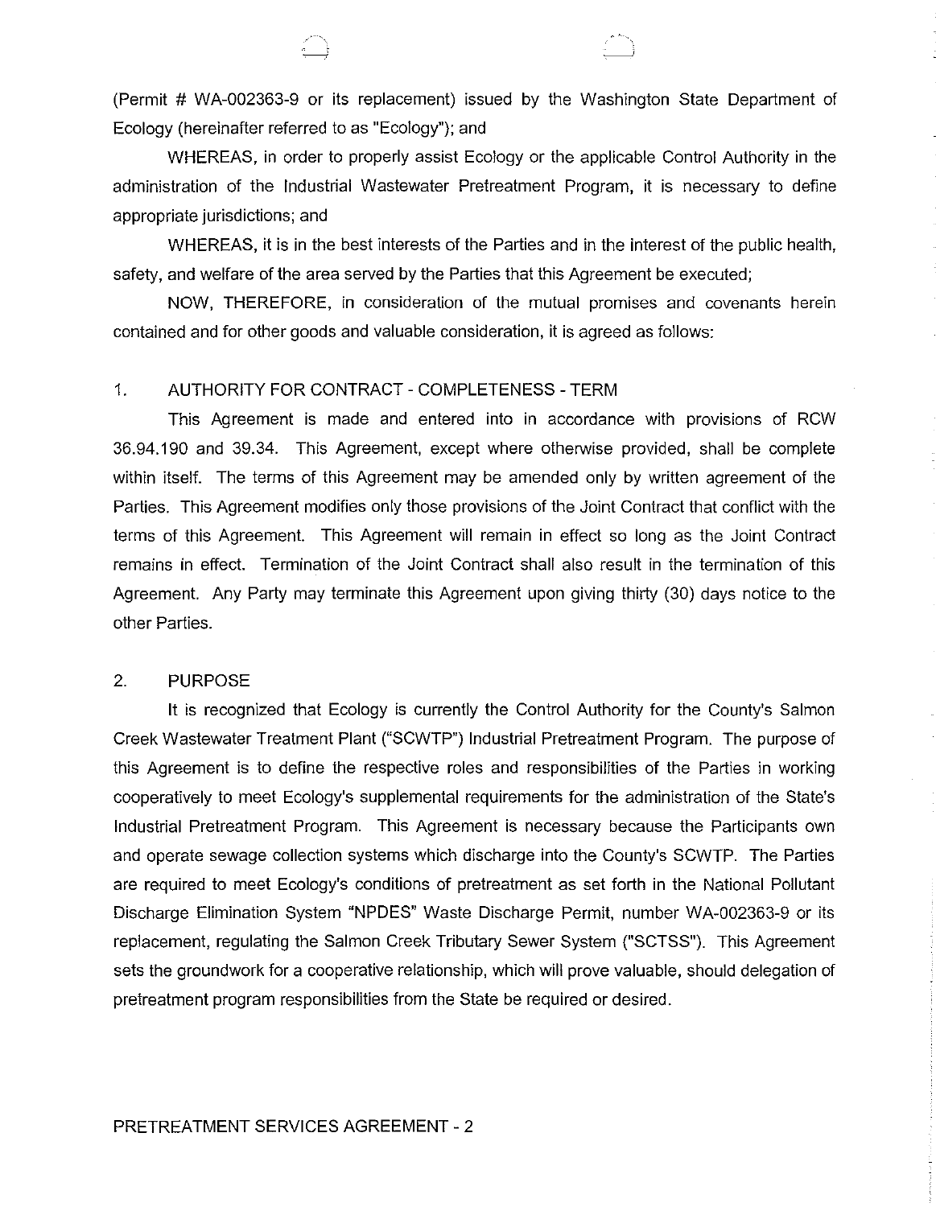(Permit # WA-002363-9 or its replacement) issued by the Washington State Department of Ecology (hereinafter referred to as "Ecology"); and

WHEREAS, in order to properly assist Ecology or the applicable Control Authority in the administration of the Industrial Wastewater Pretreatment Program, it is necessary to define appropriate jurisdictions; and

WHEREAS, it is in the best interests of the Parties and in the interest of the public health, safety, and welfare of the area served by the Parties that this Agreement be executed;

NOW, THEREFORE, in consideration of the mutual promises and covenants herein contained and for other goods and valuable consideration, it is agreed as follows:

1. AUTHORITY FOR CONTRACT - COMPLETENESS - TERM

This Agreement is made and entered into in accordance with provisions of RCW 36.94.190 and 39.34. This Agreement, except where otherwise provided, shall be complete within itself. The terms of this Agreement may be amended only by written agreement of the Parties. This Agreement modifies only those provisions of the Joint Contract that conflict with the terms of this Agreement. This Agreement will remain in effect so long as the Joint Contract remains in effect. Termination of the Joint Contract shall also result in the termination of this Agreement. Any Party may terminate this Agreement upon giving thirty (30) days notice to the other Parties.

2. PURPOSE

It is recognized that Ecology is currently the Control Authority for the County's Salmon Creek Wastewater Treatment Plant ("SCWTP") Industrial Pretreatment Program. The purpose of this Agreement is to define the respective roles and responsibilities of the Parties in working cooperatively to meet Ecology's supplemental requirements for the administration of the State's Industrial Pretreatment Program. This Agreement is necessary because the Participants own and operate sewage collection systems which discharge into the County's SCWTP. The Parties are required to meet Ecology's conditions of pretreatment as set forth in the National Pollutant Discharge Elimination System "NPDES" Waste Discharge Permit, number WA-002363-9 or its replacement, regulating the Salmon Creek Tributary Sewer System ("SCTSS"). This Agreement sets the groundwork for a cooperative relationship, which will prove valuable, should delegation of pretreatment program responsibilities from the State be required or desired.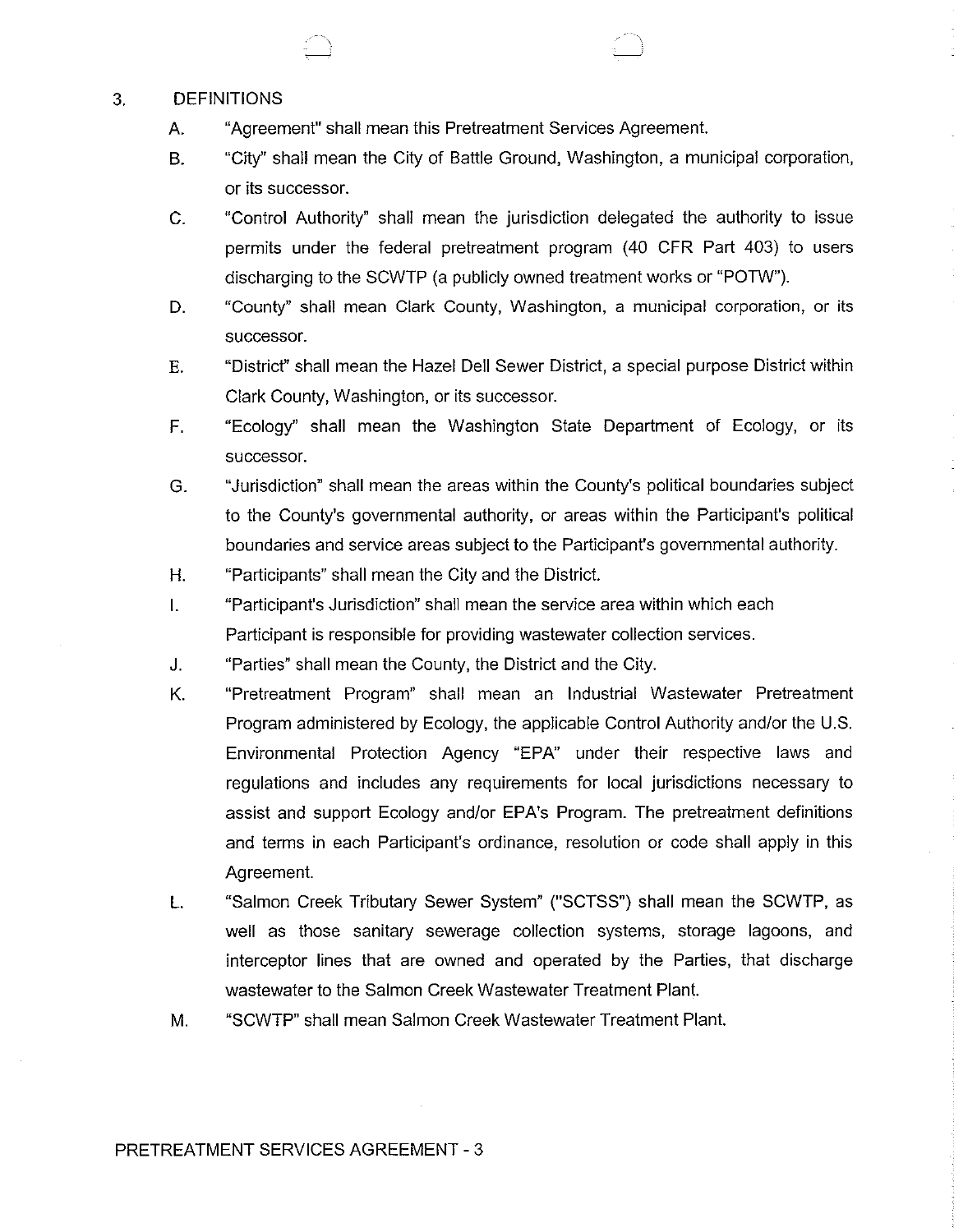3. DEFINITIONS

   A. "Agreement" shall mean this Pretreatment Services Agreement.

   B. "City" shall mean the City of Battle Ground, Washington, a municipal corporation, or its successor.

   C. "Control Authority" shall mean the jurisdiction delegated the authority to issue permits under the federal pretreatment program (40 CFR Part 403) to users discharging to the SCWTP (a publicly owned treatment works or "POTW").

   D. "County" shall mean Clark County, Washington, a municipal corporation, or its successor.

   E. "District" shall mean the Hazel Dell Sewer District, a special purpose District within Clark County, Washington, or its successor.

   F. "Ecology" shall mean the Washington State Department of Ecology, or its successor.

   G. "Jurisdiction" shall mean the areas within the County's political boundaries subject to the County's governmental authority, or areas within the Participant's political boundaries and service areas subject to the Participant's governmental authority.

   H. "Participants" shall mean the City and the District.

   I. "Participant's Jurisdiction" shall mean the service area within which each Participant is responsible for providing wastewater collection services.

   J. "Parties" shall mean the County, the District and the City.

   K. "Pretreatment Program" shall mean an Industrial Wastewater Pretreatment Program administered by Ecology, the applicable Control Authority and/or the U.S. Environmental Protection Agency "EPA" under their respective laws and regulations and includes any requirements for local jurisdictions necessary to assist and support Ecology and/or EPA's Program. The pretreatment definitions and terms in each Participant's ordinance, resolution or code shall apply in this Agreement.

   L. "Salmon Creek Tributary Sewer System" ("SCTSS") shall mean the SCWTP, as well as those sanitary sewerage collection systems, storage lagoons, and interceptor lines that are owned and operated by the Parties, that discharge wastewater to the Salmon Creek Wastewater Treatment Plant.

   M. "SCWTP" shall mean Salmon Creek Wastewater Treatment Plant.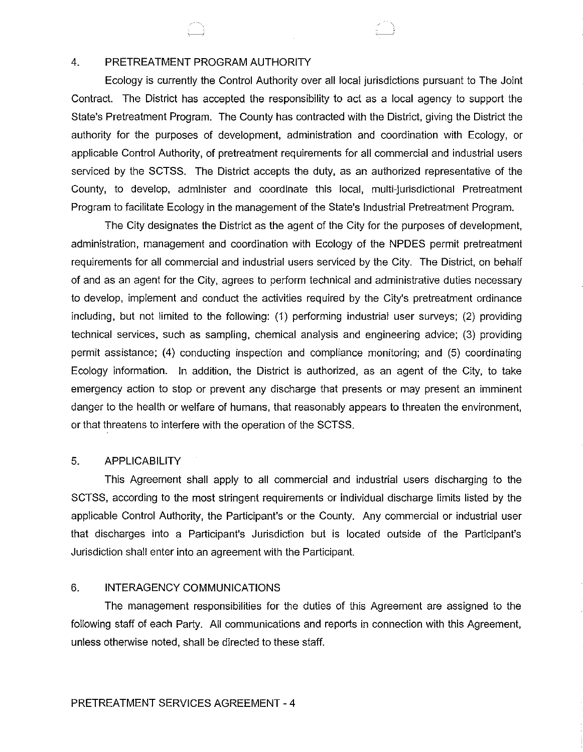## 4. PRETREATMENT PROGRAM AUTHORITY

Ecology is currently the Control Authority over all local jurisdictions pursuant to The Joint Contract. The District has accepted the responsibility to act as a local agency to support the State's Pretreatment Program. The County has contracted with the District, giving the District the authority for the purposes of development, administration and coordination with Ecology, or applicable Control Authority, of pretreatment requirements for all commercial and industrial users serviced by the SCTSS. The District accepts the duty, as an authorized representative of the County, to develop, administer and coordinate this local, multi-jurisdictional Pretreatment Program to facilitate Ecology in the management of the State's Industrial Pretreatment Program.

The City designates the District as the agent of the City for the purposes of development, administration, management and coordination with Ecology of the NPDES permit pretreatment requirements for all commercial and industrial users serviced by the City. The District, on behalf of and as an agent for the City, agrees to perform technical and administrative duties necessary to develop, implement and conduct the activities required by the City's pretreatment ordinance including, but not limited to the following: (1) performing industrial user surveys; (2) providing technical services, such as sampling, chemical analysis and engineering advice; (3) providing permit assistance; (4) conducting inspection and compliance monitoring; and (5) coordinating Ecology information. In addition, the District is authorized, as an agent of the City, to take emergency action to stop or prevent any discharge that presents or may present an imminent danger to the health or welfare of humans, that reasonably appears to threaten the environment, or that threatens to interfere with the operation of the SCTSS.

## 5. APPLICABILITY

This Agreement shall apply to all commercial and industrial users discharging to the SCTSS, according to the most stringent requirements or individual discharge limits listed by the applicable Control Authority, the Participant's or the County. Any commercial or industrial user that discharges into a Participant's Jurisdiction but is located outside of the Participant's Jurisdiction shall enter into an agreement with the Participant.

## 6. INTERAGENCY COMMUNICATIONS

The management responsibilities for the duties of this Agreement are assigned to the following staff of each Party. All communications and reports in connection with this Agreement, unless otherwise noted, shall be directed to these staff.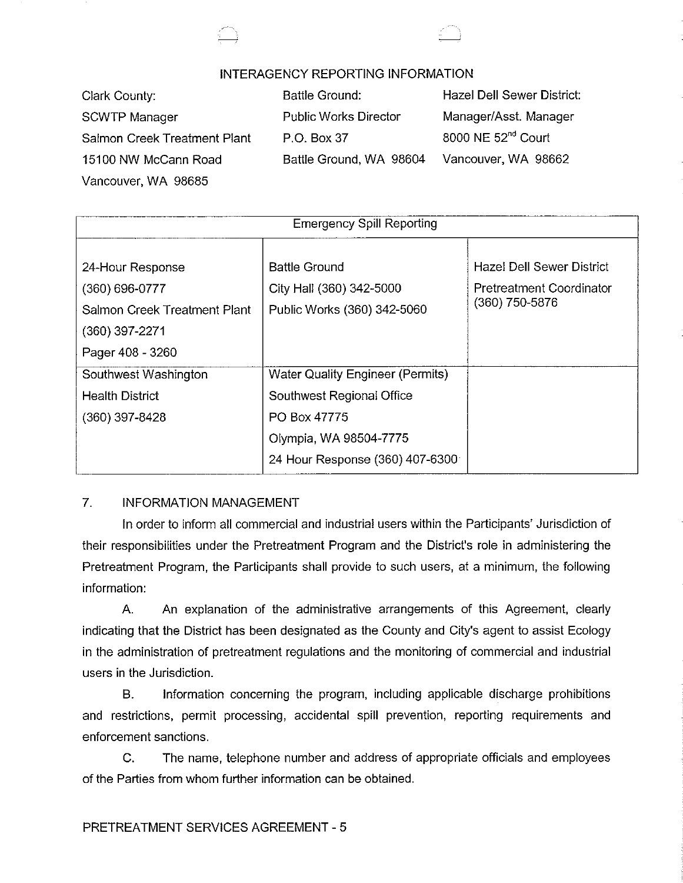## INTERAGENCY REPORTING INFORMATION

| Clark County: | Battle Ground: | Hazel Dell Sewer District: |
|---|---|---|
| SCWTP Manager | Public Works Director | Manager/Asst. Manager |
| Salmon Creek Treatment Plant | P.O. Box 37 | 8000 NE 52nd Court |
| 15100 NW McCann Road | Battle Ground, WA 98604 | Vancouver, WA 98662 |
| Vancouver, WA 98685 | | |

| Emergency Spill Reporting | | |
|---|---|---|
| 24-Hour Response<br>(360) 696-0777<br>Salmon Creek Treatment Plant<br>(360) 397-2271<br>Pager 408 - 3260 | Battle Ground<br>City Hall (360) 342-5000<br>Public Works (360) 342-5060 | Hazel Dell Sewer District<br>Pretreatment Coordinator<br>(360) 750-5876 |
| Southwest Washington<br>Health District<br>(360) 397-8428 | Water Quality Engineer (Permits)<br>Southwest Regional Office<br>PO Box 47775<br>Olympia, WA 98504-7775<br>24 Hour Response (360) 407-6300 | |

7. INFORMATION MANAGEMENT

In order to inform all commercial and industrial users within the Participants' Jurisdiction of their responsibilities under the Pretreatment Program and the District's role in administering the Pretreatment Program, the Participants shall provide to such users, at a minimum, the following information:

A. An explanation of the administrative arrangements of this Agreement, clearly indicating that the District has been designated as the County and City's agent to assist Ecology in the administration of pretreatment regulations and the monitoring of commercial and industrial users in the Jurisdiction.

B. Information concerning the program, including applicable discharge prohibitions and restrictions, permit processing, accidental spill prevention, reporting requirements and enforcement sanctions.

C. The name, telephone number and address of appropriate officials and employees of the Parties from whom further information can be obtained.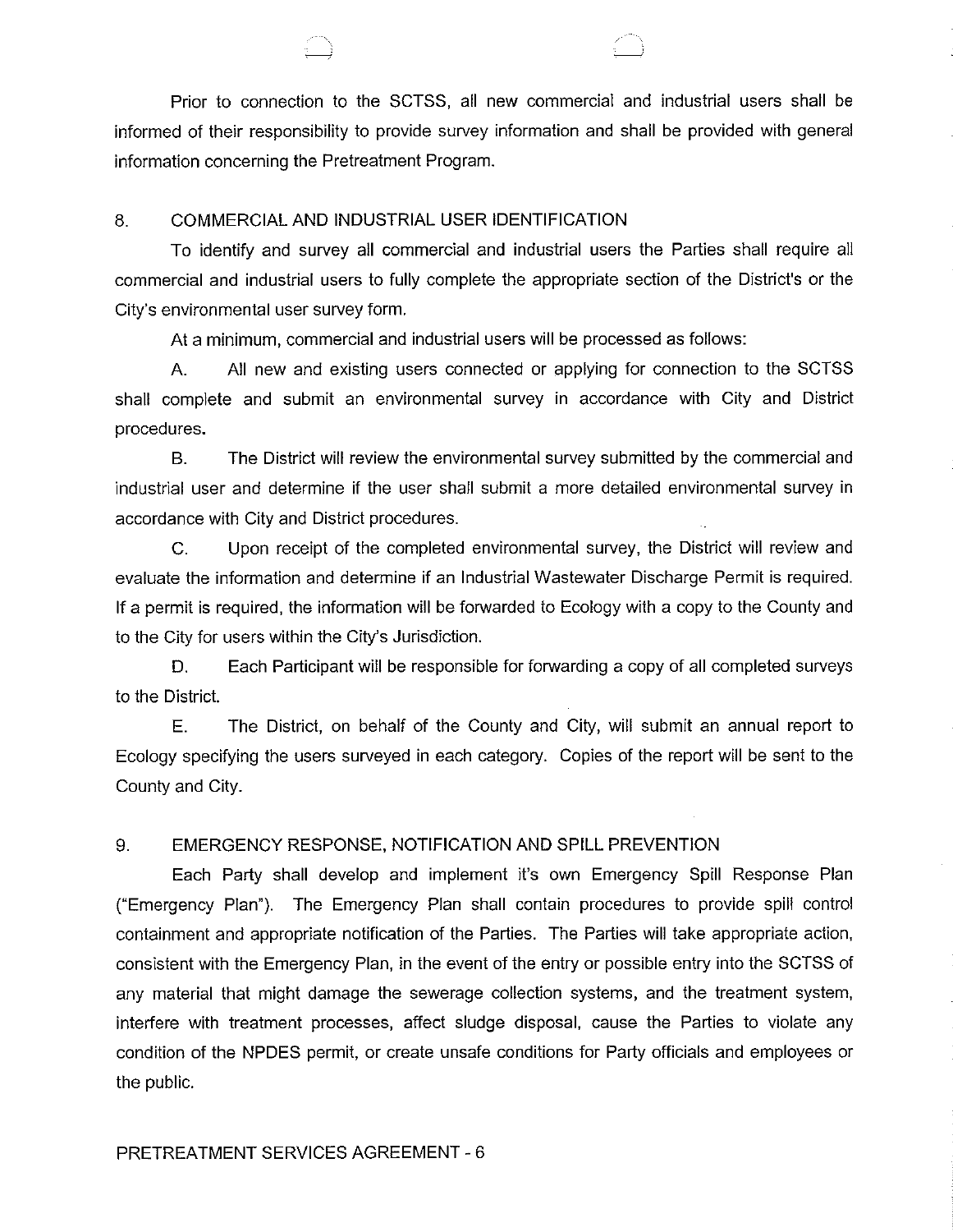Prior to connection to the SCTSS, all new commercial and industrial users shall be informed of their responsibility to provide survey information and shall be provided with general information concerning the Pretreatment Program.

## 8. COMMERCIAL AND INDUSTRIAL USER IDENTIFICATION

To identify and survey all commercial and industrial users the Parties shall require all commercial and industrial users to fully complete the appropriate section of the District's or the City's environmental user survey form.

At a minimum, commercial and industrial users will be processed as follows:

A. All new and existing users connected or applying for connection to the SCTSS shall complete and submit an environmental survey in accordance with City and District procedures.

B. The District will review the environmental survey submitted by the commercial and industrial user and determine if the user shall submit a more detailed environmental survey in accordance with City and District procedures.

C. Upon receipt of the completed environmental survey, the District will review and evaluate the information and determine if an Industrial Wastewater Discharge Permit is required. If a permit is required, the information will be forwarded to Ecology with a copy to the County and to the City for users within the City's Jurisdiction.

D. Each Participant will be responsible for forwarding a copy of all completed surveys to the District.

E. The District, on behalf of the County and City, will submit an annual report to Ecology specifying the users surveyed in each category. Copies of the report will be sent to the County and City.

## 9. EMERGENCY RESPONSE, NOTIFICATION AND SPILL PREVENTION

Each Party shall develop and implement it's own Emergency Spill Response Plan ("Emergency Plan"). The Emergency Plan shall contain procedures to provide spill control containment and appropriate notification of the Parties. The Parties will take appropriate action, consistent with the Emergency Plan, in the event of the entry or possible entry into the SCTSS of any material that might damage the sewerage collection systems, and the treatment system, interfere with treatment processes, affect sludge disposal, cause the Parties to violate any condition of the NPDES permit, or create unsafe conditions for Party officials and employees or the public.

PRETREATMENT SERVICES AGREEMENT - 6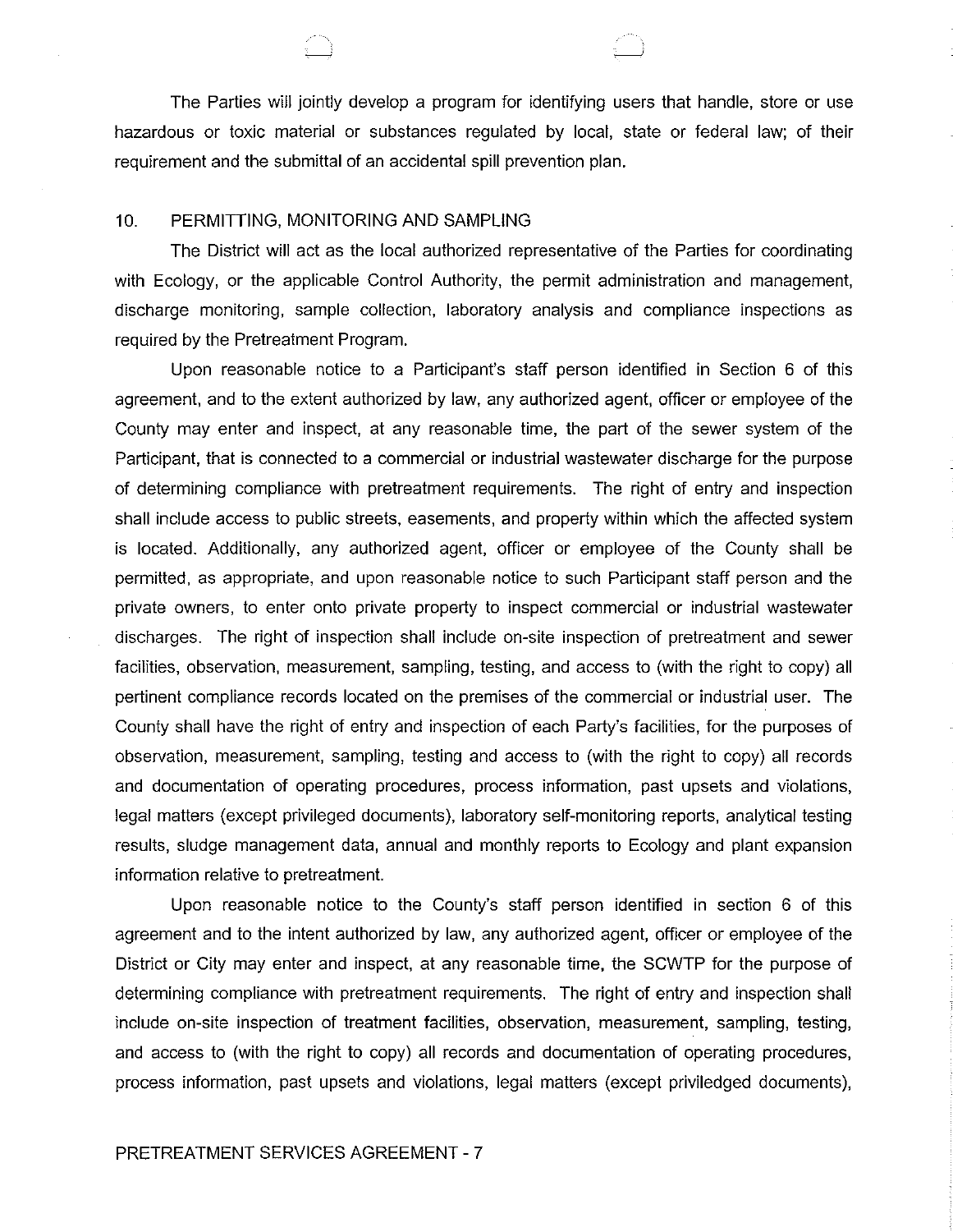The Parties will jointly develop a program for identifying users that handle, store or use hazardous or toxic material or substances regulated by local, state or federal law; of their requirement and the submittal of an accidental spill prevention plan.

## 10. PERMITTING, MONITORING AND SAMPLING

The District will act as the local authorized representative of the Parties for coordinating with Ecology, or the applicable Control Authority, the permit administration and management, discharge monitoring, sample collection, laboratory analysis and compliance inspections as required by the Pretreatment Program.

Upon reasonable notice to a Participant's staff person identified in Section 6 of this agreement, and to the extent authorized by law, any authorized agent, officer or employee of the County may enter and inspect, at any reasonable time, the part of the sewer system of the Participant, that is connected to a commercial or industrial wastewater discharge for the purpose of determining compliance with pretreatment requirements. The right of entry and inspection shall include access to public streets, easements, and property within which the affected system is located. Additionally, any authorized agent, officer or employee of the County shall be permitted, as appropriate, and upon reasonable notice to such Participant staff person and the private owners, to enter onto private property to inspect commercial or industrial wastewater discharges. The right of inspection shall include on-site inspection of pretreatment and sewer facilities, observation, measurement, sampling, testing, and access to (with the right to copy) all pertinent compliance records located on the premises of the commercial or industrial user. The County shall have the right of entry and inspection of each Party's facilities, for the purposes of observation, measurement, sampling, testing and access to (with the right to copy) all records and documentation of operating procedures, process information, past upsets and violations, legal matters (except privileged documents), laboratory self-monitoring reports, analytical testing results, sludge management data, annual and monthly reports to Ecology and plant expansion information relative to pretreatment.

Upon reasonable notice to the County's staff person identified in section 6 of this agreement and to the intent authorized by law, any authorized agent, officer or employee of the District or City may enter and inspect, at any reasonable time, the SCWTP for the purpose of determining compliance with pretreatment requirements. The right of entry and inspection shall include on-site inspection of treatment facilities, observation, measurement, sampling, testing, and access to (with the right to copy) all records and documentation of operating procedures, process information, past upsets and violations, legal matters (except priviledged documents),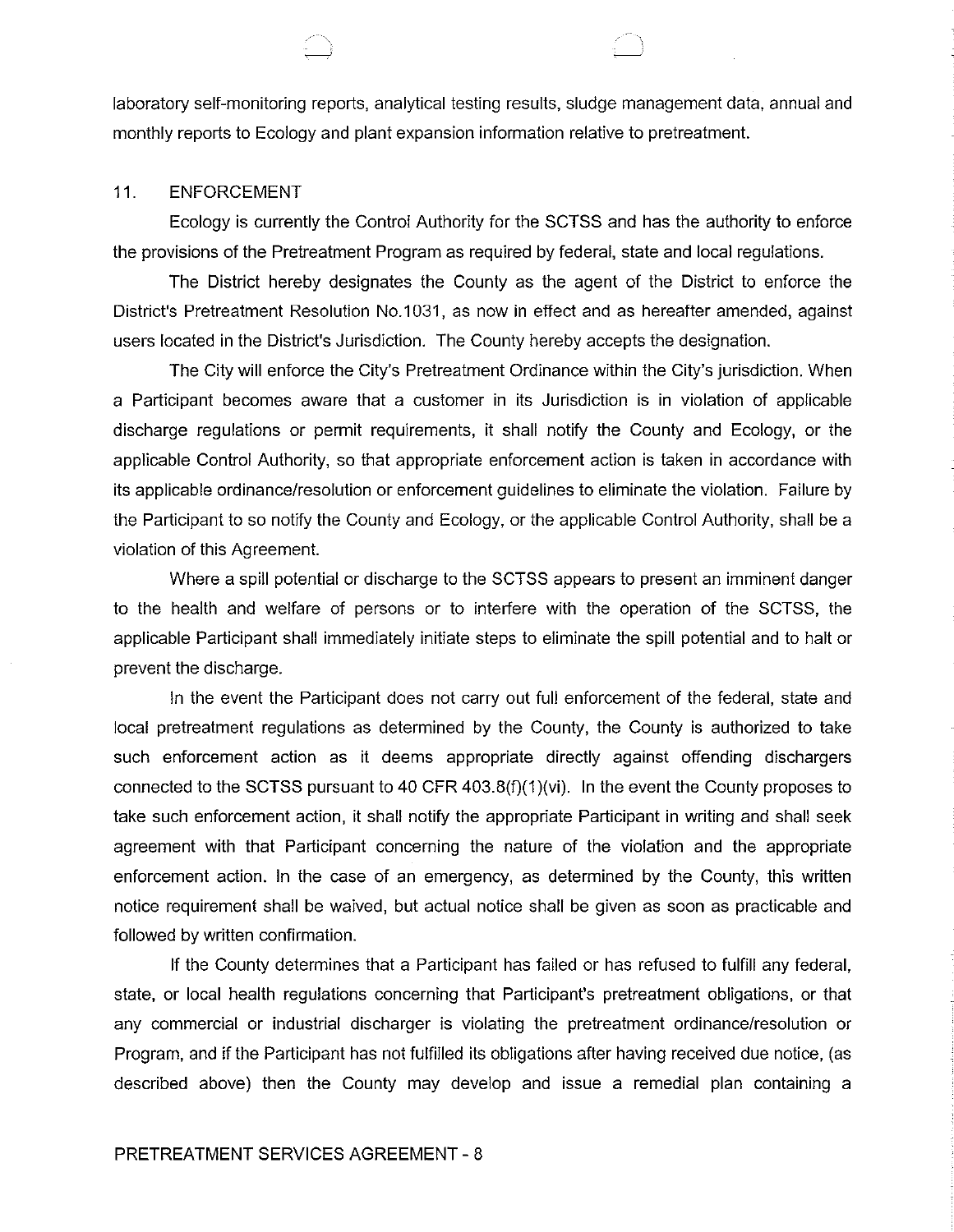laboratory self-monitoring reports, analytical testing results, sludge management data, annual and monthly reports to Ecology and plant expansion information relative to pretreatment.

## 11. ENFORCEMENT

Ecology is currently the Control Authority for the SCTSS and has the authority to enforce the provisions of the Pretreatment Program as required by federal, state and local regulations.

The District hereby designates the County as the agent of the District to enforce the District's Pretreatment Resolution No.1031, as now in effect and as hereafter amended, against users located in the District's Jurisdiction. The County hereby accepts the designation.

The City will enforce the City's Pretreatment Ordinance within the City's jurisdiction. When a Participant becomes aware that a customer in its Jurisdiction is in violation of applicable discharge regulations or permit requirements, it shall notify the County and Ecology, or the applicable Control Authority, so that appropriate enforcement action is taken in accordance with its applicable ordinance/resolution or enforcement guidelines to eliminate the violation. Failure by the Participant to so notify the County and Ecology, or the applicable Control Authority, shall be a violation of this Agreement.

Where a spill potential or discharge to the SCTSS appears to present an imminent danger to the health and welfare of persons or to interfere with the operation of the SCTSS, the applicable Participant shall immediately initiate steps to eliminate the spill potential and to halt or prevent the discharge.

In the event the Participant does not carry out full enforcement of the federal, state and local pretreatment regulations as determined by the County, the County is authorized to take such enforcement action as it deems appropriate directly against offending dischargers connected to the SCTSS pursuant to 40 CFR 403.8(f)(1)(vi). In the event the County proposes to take such enforcement action, it shall notify the appropriate Participant in writing and shall seek agreement with that Participant concerning the nature of the violation and the appropriate enforcement action. In the case of an emergency, as determined by the County, this written notice requirement shall be waived, but actual notice shall be given as soon as practicable and followed by written confirmation.

If the County determines that a Participant has failed or has refused to fulfill any federal, state, or local health regulations concerning that Participant's pretreatment obligations, or that any commercial or industrial discharger is violating the pretreatment ordinance/resolution or Program, and if the Participant has not fulfilled its obligations after having received due notice, (as described above) then the County may develop and issue a remedial plan containing a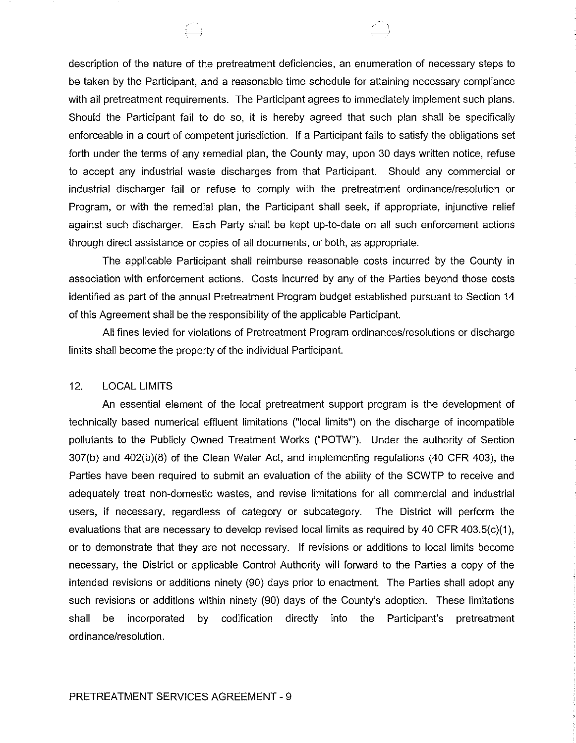description of the nature of the pretreatment deficiencies, an enumeration of necessary steps to be taken by the Participant, and a reasonable time schedule for attaining necessary compliance with all pretreatment requirements. The Participant agrees to immediately implement such plans. Should the Participant fail to do so, it is hereby agreed that such plan shall be specifically enforceable in a court of competent jurisdiction. If a Participant fails to satisfy the obligations set forth under the terms of any remedial plan, the County may, upon 30 days written notice, refuse to accept any industrial waste discharges from that Participant. Should any commercial or industrial discharger fail or refuse to comply with the pretreatment ordinance/resolution or Program, or with the remedial plan, the Participant shall seek, if appropriate, injunctive relief against such discharger. Each Party shall be kept up-to-date on all such enforcement actions through direct assistance or copies of all documents, or both, as appropriate.

The applicable Participant shall reimburse reasonable costs incurred by the County in association with enforcement actions. Costs incurred by any of the Parties beyond those costs identified as part of the annual Pretreatment Program budget established pursuant to Section 14 of this Agreement shall be the responsibility of the applicable Participant.

All fines levied for violations of Pretreatment Program ordinances/resolutions or discharge limits shall become the property of the individual Participant.

## 12. LOCAL LIMITS

An essential element of the local pretreatment support program is the development of technically based numerical effluent limitations ("local limits") on the discharge of incompatible pollutants to the Publicly Owned Treatment Works ("POTW"). Under the authority of Section 307(b) and 402(b)(8) of the Clean Water Act, and implementing regulations (40 CFR 403), the Parties have been required to submit an evaluation of the ability of the SCWTP to receive and adequately treat non-domestic wastes, and revise limitations for all commercial and industrial users, if necessary, regardless of category or subcategory. The District will perform the evaluations that are necessary to develop revised local limits as required by 40 CFR 403.5(c)(1), or to demonstrate that they are not necessary. If revisions or additions to local limits become necessary, the District or applicable Control Authority will forward to the Parties a copy of the intended revisions or additions ninety (90) days prior to enactment. The Parties shall adopt any such revisions or additions within ninety (90) days of the County's adoption. These limitations shall be incorporated by codification directly into the Participant's pretreatment ordinance/resolution.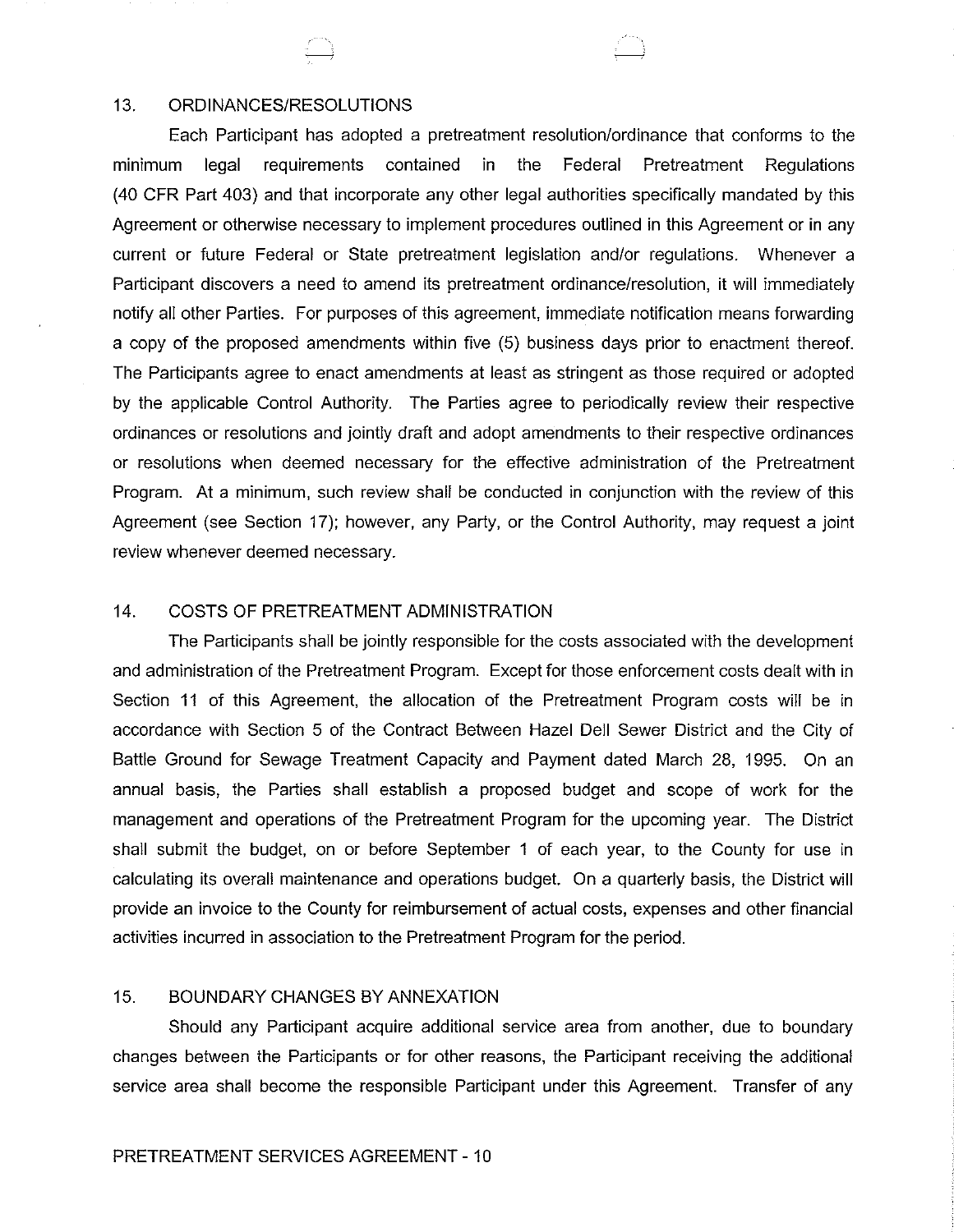## 13. ORDINANCES/RESOLUTIONS

Each Participant has adopted a pretreatment resolution/ordinance that conforms to the minimum legal requirements contained in the Federal Pretreatment Regulations (40 CFR Part 403) and that incorporate any other legal authorities specifically mandated by this Agreement or otherwise necessary to implement procedures outlined in this Agreement or in any current or future Federal or State pretreatment legislation and/or regulations. Whenever a Participant discovers a need to amend its pretreatment ordinance/resolution, it will immediately notify all other Parties. For purposes of this agreement, immediate notification means forwarding a copy of the proposed amendments within five (5) business days prior to enactment thereof. The Participants agree to enact amendments at least as stringent as those required or adopted by the applicable Control Authority. The Parties agree to periodically review their respective ordinances or resolutions and jointly draft and adopt amendments to their respective ordinances or resolutions when deemed necessary for the effective administration of the Pretreatment Program. At a minimum, such review shall be conducted in conjunction with the review of this Agreement (see Section 17); however, any Party, or the Control Authority, may request a joint review whenever deemed necessary.

## 14. COSTS OF PRETREATMENT ADMINISTRATION

The Participants shall be jointly responsible for the costs associated with the development and administration of the Pretreatment Program. Except for those enforcement costs dealt with in Section 11 of this Agreement, the allocation of the Pretreatment Program costs will be in accordance with Section 5 of the Contract Between Hazel Dell Sewer District and the City of Battle Ground for Sewage Treatment Capacity and Payment dated March 28, 1995. On an annual basis, the Parties shall establish a proposed budget and scope of work for the management and operations of the Pretreatment Program for the upcoming year. The District shall submit the budget, on or before September 1 of each year, to the County for use in calculating its overall maintenance and operations budget. On a quarterly basis, the District will provide an invoice to the County for reimbursement of actual costs, expenses and other financial activities incurred in association to the Pretreatment Program for the period.

## 15. BOUNDARY CHANGES BY ANNEXATION

Should any Participant acquire additional service area from another, due to boundary changes between the Participants or for other reasons, the Participant receiving the additional service area shall become the responsible Participant under this Agreement. Transfer of any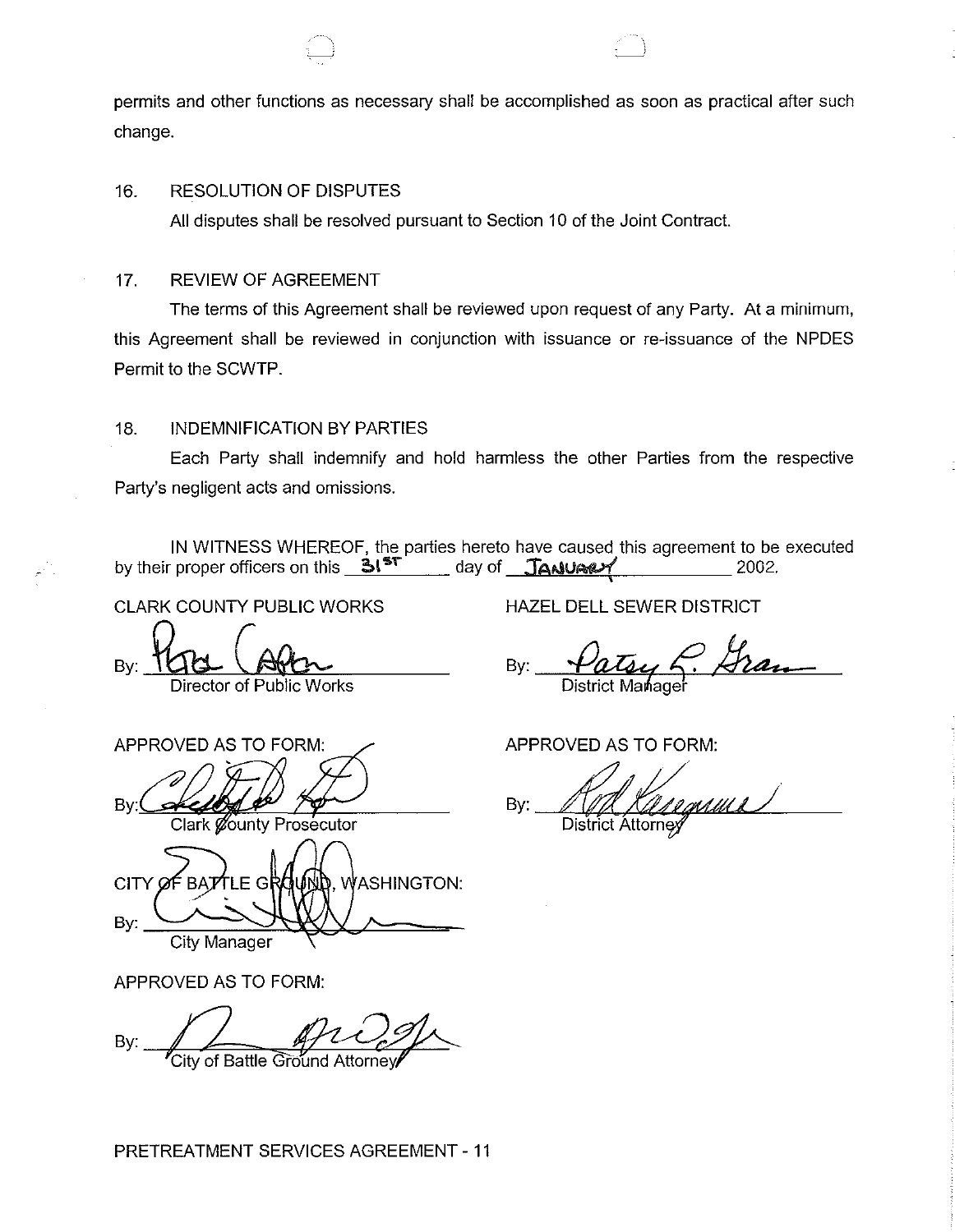permits and other functions as necessary shall be accomplished as soon as practical after such change.

## 16. RESOLUTION OF DISPUTES

All disputes shall be resolved pursuant to Section 10 of the Joint Contract.

## 17. REVIEW OF AGREEMENT

The terms of this Agreement shall be reviewed upon request of any Party. At a minimum, this Agreement shall be reviewed in conjunction with issuance or re-issuance of the NPDES Permit to the SCWTP.

## 18. INDEMNIFICATION BY PARTIES

Each Party shall indemnify and hold harmless the other Parties from the respective Party's negligent acts and omissions.

IN WITNESS WHEREOF, the parties hereto have caused this agreement to be executed by their proper officers on this 31ST day of JANUARY 2002.

CLARK COUNTY PUBLIC WORKS

By: ______________________
Director of Public Works

APPROVED AS TO FORM:

By: ______________________
Clark County Prosecutor

CITY OF BATTLE GROUND, WASHINGTON:

By: ______________________
City Manager

APPROVED AS TO FORM:

By: ______________________
City of Battle Ground Attorney

HAZEL DELL SEWER DISTRICT

By: ______________________
District Manager

APPROVED AS TO FORM:

By: ______________________
District Attorney

PRETREATMENT SERVICES AGREEMENT - 11